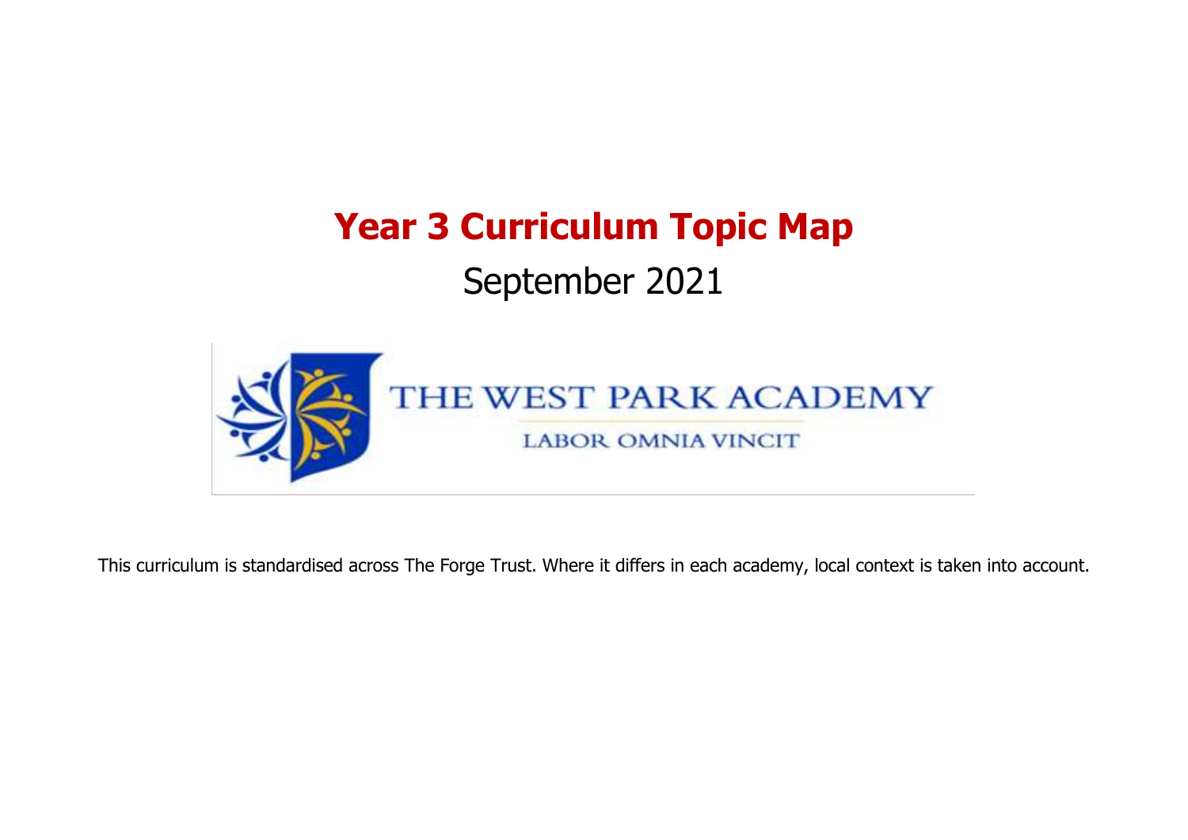# Year 3 Curriculum Topic Map

## September 2021

THE WEST PARK ACADEMY

LABOR OMNIA VINCIT

This curriculum is standardised across The Forge Trust. Where it differs in each academy, local context is taken into account.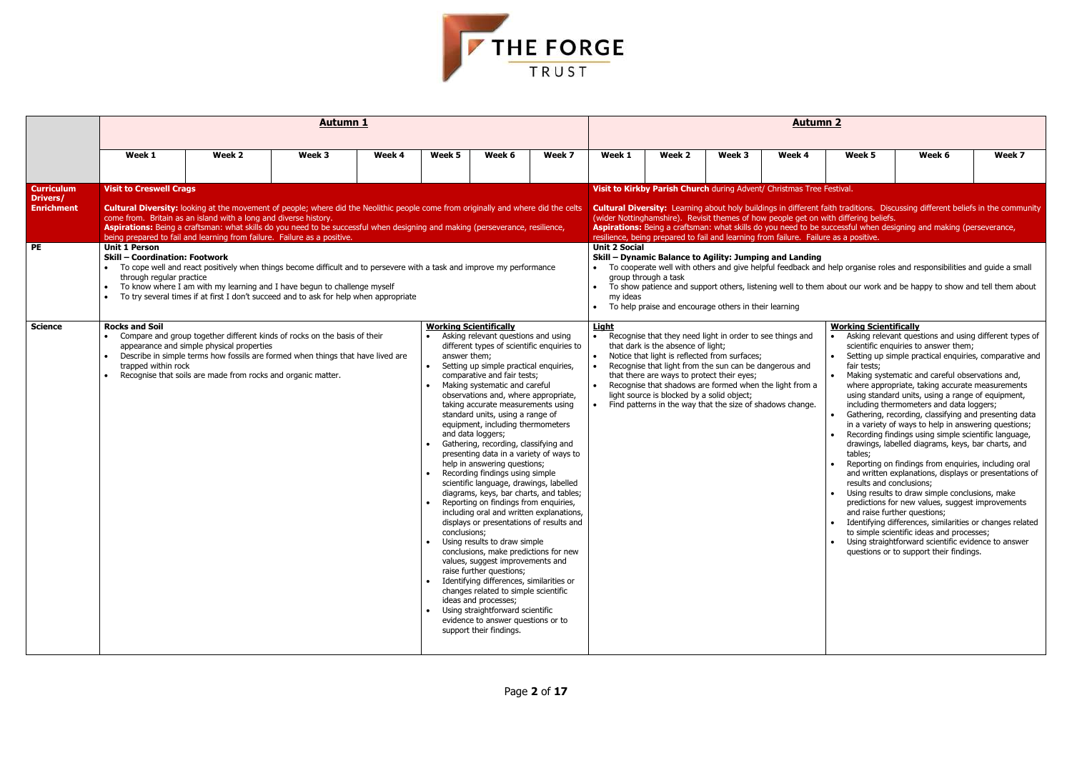|  | **Autumn 1** | | | | | | | **Autumn 2** | | | | | | |
|---|---|---|---|---|---|---|---|---|---|---|---|---|---|---|
|  | **Week 1** | **Week 2** | **Week 3** | **Week 4** | **Week 5** | **Week 6** | **Week 7** | **Week 1** | **Week 2** | **Week 3** | **Week 4** | **Week 5** | **Week 6** | **Week 7** |
| **Curriculum Drivers/ Enrichment** | **Visit to Creswell Crags**<br><br>**Cultural Diversity:** looking at the movement of people; where did the Neolithic people come from originally and where did the celts come from. Britain as an island with a long and diverse history.<br>**Aspirations:** Being a craftsman: what skills do you need to be successful when designing and making (perseverance, resilience, being prepared to fail and learning from failure. Failure as a positive. | | | | | | | **Visit to Kirkby Parish Church** during Advent/ Christmas Tree Festival.<br><br>**Cultural Diversity:** Learning about holy buildings in different faith traditions. Discussing different beliefs in the community (wider Nottinghamshire). Revisit themes of how people get on with differing beliefs.<br>**Aspirations:** Being a craftsman: what skills do you need to be successful when designing and making (perseverance, resilience, being prepared to fail and learning from failure. Failure as a positive. | | | | | | |
| **PE** | **Unit 1 Person**<br>**Skill – Coordination: Footwork**<br>• To cope well and react positively when things become difficult and to persevere with a task and improve my performance through regular practice<br>• To know where I am with my learning and I have begun to challenge myself<br>• To try several times if at first I don't succeed and to ask for help when appropriate | | | | | | | **Unit 2 Social**<br>**Skill – Dynamic Balance to Agility: Jumping and Landing**<br>• To cooperate well with others and give helpful feedback and help organise roles and responsibilities and guide a small group through a task<br>• To show patience and support others, listening well to them about our work and be happy to show and tell them about my ideas<br>• To help praise and encourage others in their learning | | | | | | |
| **Science** | **Rocks and Soil**<br>• Compare and group together different kinds of rocks on the basis of their appearance and simple physical properties<br>• Describe in simple terms how fossils are formed when things that have lived are trapped within rock<br>• Recognise that soils are made from rocks and organic matter. | | | | **Working Scientifically**<br>• Asking relevant questions and using different types of scientific enquiries to answer them;<br>• Setting up simple practical enquiries, comparative and fair tests;<br>• Making systematic and careful observations and, where appropriate, taking accurate measurements using standard units, using a range of equipment, including thermometers and data loggers;<br>• Gathering, recording, classifying and presenting data in a variety of ways to help in answering questions;<br>• Recording findings using simple scientific language, drawings, labelled diagrams, keys, bar charts, and tables;<br>• Reporting on findings from enquiries, including oral and written explanations, displays or presentations of results and conclusions;<br>• Using results to draw simple conclusions, make predictions for new values, suggest improvements and raise further questions;<br>• Identifying differences, similarities or changes related to simple scientific ideas and processes;<br>• Using straightforward scientific evidence to answer questions or to support their findings. | | | **Light**<br>• Recognise that they need light in order to see things and that dark is the absence of light;<br>• Notice that light is reflected from surfaces;<br>• Recognise that light from the sun can be dangerous and that there are ways to protect their eyes;<br>• Recognise that shadows are formed when the light from a light source is blocked by a solid object;<br>• Find patterns in the way that the size of shadows change. | | | | **Working Scientifically**<br>• Asking relevant questions and using different types of scientific enquiries to answer them;<br>• Setting up simple practical enquiries, comparative and fair tests;<br>• Making systematic and careful observations and, where appropriate, taking accurate measurements using standard units, using a range of equipment, including thermometers and data loggers;<br>• Gathering, recording, classifying and presenting data in a variety of ways to help in answering questions;<br>• Recording findings using simple scientific language, drawings, labelled diagrams, keys, bar charts, and tables;<br>• Reporting on findings from enquiries, including oral and written explanations, displays or presentations of results and conclusions;<br>• Using results to draw simple conclusions, make predictions for new values, suggest improvements and raise further questions;<br>• Identifying differences, similarities or changes related to simple scientific ideas and processes;<br>• Using straightforward scientific evidence to answer questions or to support their findings. | | |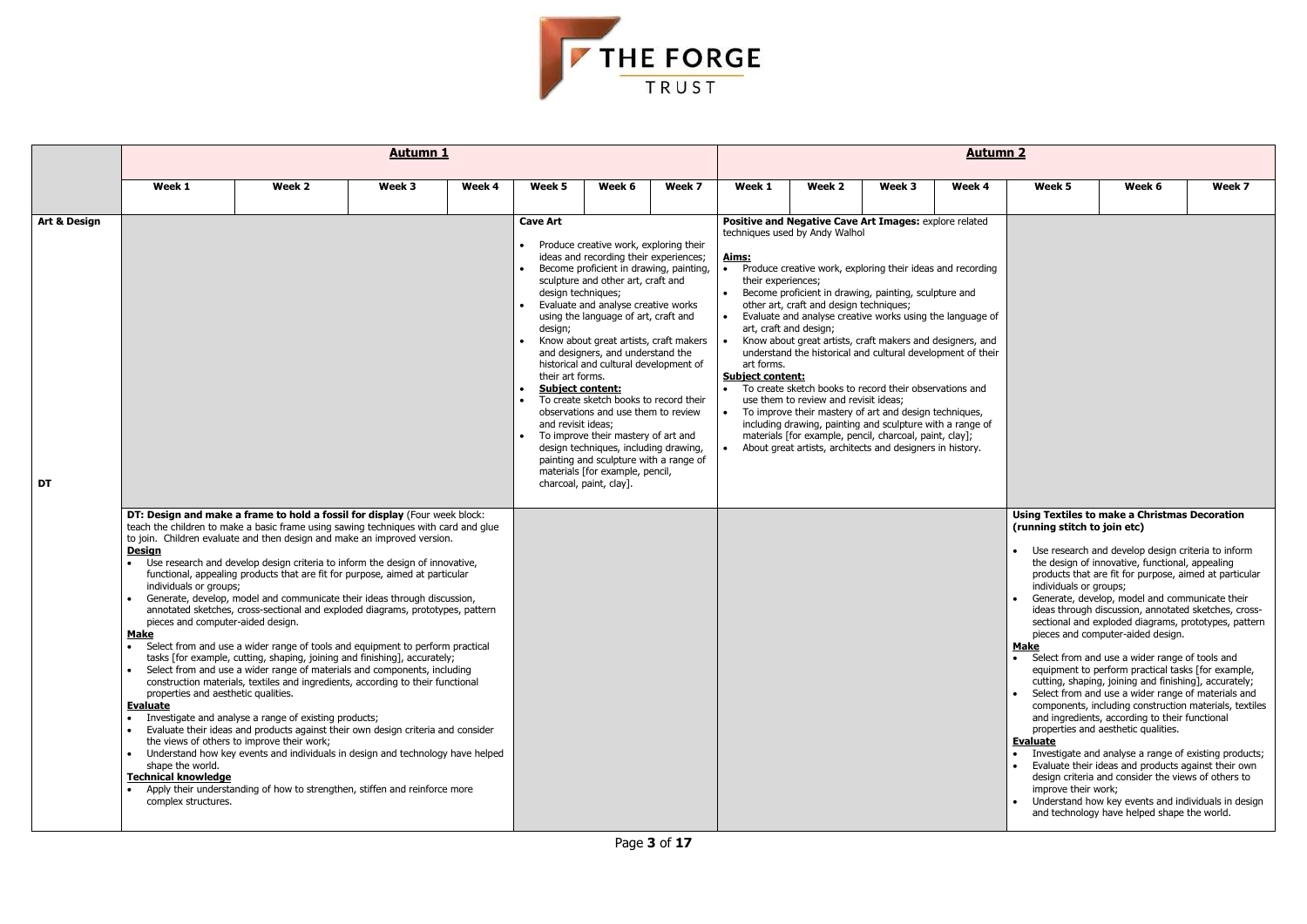| | Autumn 1 | | | | | | | Autumn 2 | | | | | | |
|---|---|---|---|---|---|---|---|---|---|---|---|---|---|---|
| | Week 1 | Week 2 | Week 3 | Week 4 | Week 5 | Week 6 | Week 7 | Week 1 | Week 2 | Week 3 | Week 4 | Week 5 | Week 6 | Week 7 |
| **Art & Design** | | | | | **Cave Art**<br>• Produce creative work, exploring their ideas and recording their experiences;<br>• Become proficient in drawing, painting, sculpture and other art, craft and design techniques;<br>• Evaluate and analyse creative works using the language of art, craft and design;<br>• Know about great artists, craft makers and designers, and understand the historical and cultural development of their art forms.<br>• **Subject content:**<br>• To create sketch books to record their observations and use them to review and revisit ideas;<br>• To improve their mastery of art and design techniques, including drawing, painting and sculpture with a range of materials [for example, pencil, charcoal, paint, clay]. | | | **Positive and Negative Cave Art Images:** explore related techniques used by Andy Walhol<br>**Aims:**<br>• Produce creative work, exploring their ideas and recording their experiences;<br>• Become proficient in drawing, painting, sculpture and other art, craft and design techniques;<br>• Evaluate and analyse creative works using the language of art, craft and design;<br>• Know about great artists, craft makers and designers, and understand the historical and cultural development of their art forms.<br>**Subject content:**<br>• To create sketch books to record their observations and use them to review and revisit ideas;<br>• To improve their mastery of art and design techniques, including drawing, painting and sculpture with a range of materials [for example, pencil, charcoal, paint, clay];<br>• About great artists, architects and designers in history. | | | | | | |
| **DT** | **DT: Design and make a frame to hold a fossil for display** (Four week block: teach the children to make a basic frame using sawing techniques with card and glue to join. Children evaluate and then design and make an improved version.<br>**Design**<br>• Use research and develop design criteria to inform the design of innovative, functional, appealing products that are fit for purpose, aimed at particular individuals or groups;<br>• Generate, develop, model and communicate their ideas through discussion, annotated sketches, cross-sectional and exploded diagrams, prototypes, pattern pieces and computer-aided design.<br>**Make**<br>• Select from and use a wider range of tools and equipment to perform practical tasks [for example, cutting, shaping, joining and finishing], accurately;<br>• Select from and use a wider range of materials and components, including construction materials, textiles and ingredients, according to their functional properties and aesthetic qualities.<br>**Evaluate**<br>• Investigate and analyse a range of existing products;<br>• Evaluate their ideas and products against their own design criteria and consider the views of others to improve their work;<br>• Understand how key events and individuals in design and technology have helped shape the world.<br>**Technical knowledge**<br>• Apply their understanding of how to strengthen, stiffen and reinforce more complex structures. | | | | | | | | | | | **Using Textiles to make a Christmas Decoration (running stitch to join etc)**<br>• Use research and develop design criteria to inform the design of innovative, functional, appealing products that are fit for purpose, aimed at particular individuals or groups;<br>• Generate, develop, model and communicate their ideas through discussion, annotated sketches, cross-sectional and exploded diagrams, prototypes, pattern pieces and computer-aided design.<br>**Make**<br>• Select from and use a wider range of tools and equipment to perform practical tasks [for example, cutting, shaping, joining and finishing], accurately;<br>• Select from and use a wider range of materials and components, including construction materials, textiles and ingredients, according to their functional properties and aesthetic qualities.<br>**Evaluate**<br>• Investigate and analyse a range of existing products;<br>• Evaluate their ideas and products against their own design criteria and consider the views of others to improve their work;<br>• Understand how key events and individuals in design and technology have helped shape the world. | | |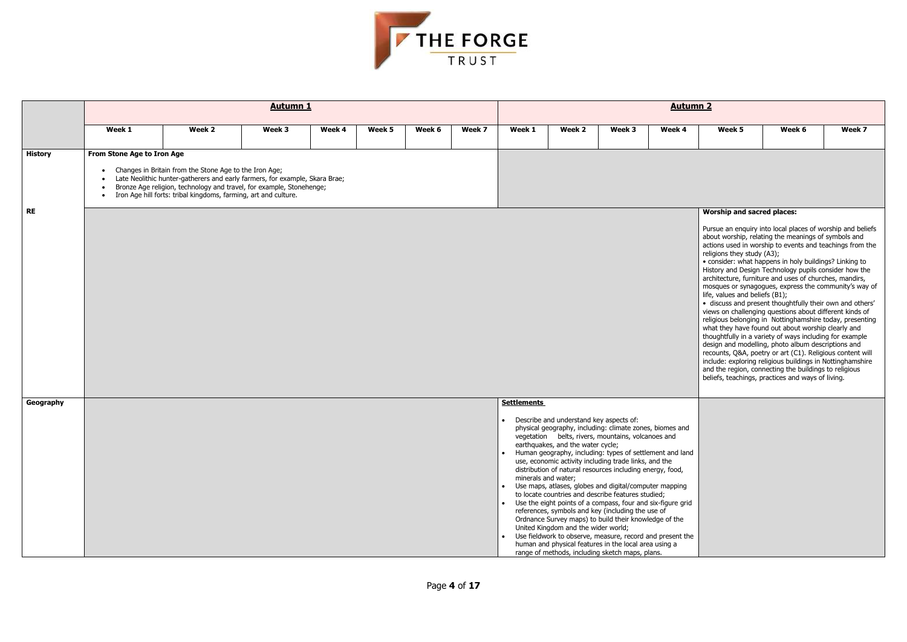| | Autumn 1 | | | | | | | Autumn 2 | | | | | | |
|---|---|---|---|---|---|---|---|---|---|---|---|---|---|---|
| | Week 1 | Week 2 | Week 3 | Week 4 | Week 5 | Week 6 | Week 7 | Week 1 | Week 2 | Week 3 | Week 4 | Week 5 | Week 6 | Week 7 |
| **History** | **From Stone Age to Iron Age**<br>• Changes in Britain from the Stone Age to the Iron Age;<br>• Late Neolithic hunter-gatherers and early farmers, for example, Skara Brae;<br>• Bronze Age religion, technology and travel, for example, Stonehenge;<br>• Iron Age hill forts: tribal kingdoms, farming, art and culture. | | | | | | | | | | | | | |
| **RE** | | | | | | | | | | | | **Worship and sacred places:**<br>Pursue an enquiry into local places of worship and beliefs about worship, relating the meanings of symbols and actions used in worship to events and teachings from the religions they study (A3);<br>• consider: what happens in holy buildings? Linking to History and Design Technology pupils consider how the architecture, furniture and uses of churches, mandirs, mosques or synagogues, express the community's way of life, values and beliefs (B1);<br>• discuss and present thoughtfully their own and others' views on challenging questions about different kinds of religious belonging in Nottinghamshire today, presenting what they have found out about worship clearly and thoughtfully in a variety of ways including for example design and modelling, photo album descriptions and recounts, Q&A, poetry or art (C1). Religious content will include: exploring religious buildings in Nottinghamshire and the region, connecting the buildings to religious beliefs, teachings, practices and ways of living. | | |
| **Geography** | | | | | | | | **Settlements**<br>• Describe and understand key aspects of: physical geography, including: climate zones, biomes and vegetation belts, rivers, mountains, volcanoes and earthquakes, and the water cycle;<br>• Human geography, including: types of settlement and land use, economic activity including trade links, and the distribution of natural resources including energy, food, minerals and water;<br>• Use maps, atlases, globes and digital/computer mapping to locate countries and describe features studied;<br>• Use the eight points of a compass, four and six-figure grid references, symbols and key (including the use of Ordnance Survey maps) to build their knowledge of the United Kingdom and the wider world;<br>• Use fieldwork to observe, measure, record and present the human and physical features in the local area using a range of methods, including sketch maps, plans. | | | | | | |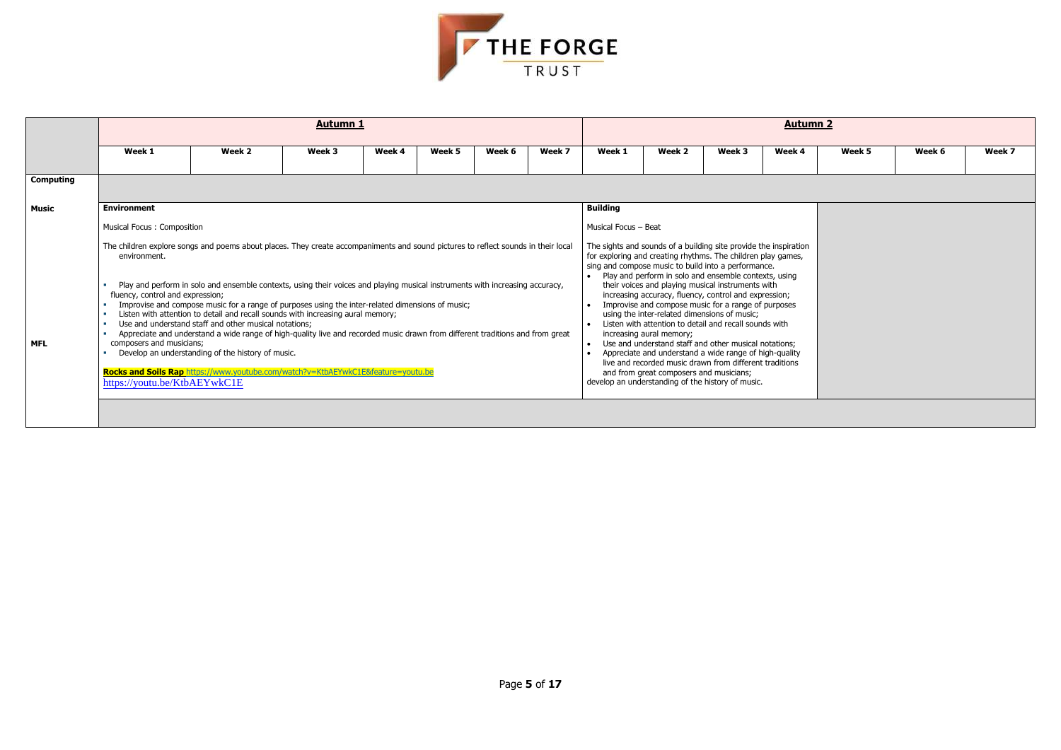| | Autumn 1 | | | | | | | Autumn 2 | | | | | | |
|---|---|---|---|---|---|---|---|---|---|---|---|---|---|---|
| | Week 1 | Week 2 | Week 3 | Week 4 | Week 5 | Week 6 | Week 7 | Week 1 | Week 2 | Week 3 | Week 4 | Week 5 | Week 6 | Week 7 |
| **Computing** | | | | | | | | | | | | | | |
| **Music** | **Environment**<br><br>Musical Focus : Composition<br><br>The children explore songs and poems about places. They create accompaniments and sound pictures to reflect sounds in their local environment.<br><br>▪ Play and perform in solo and ensemble contexts, using their voices and playing musical instruments with increasing accuracy, fluency, control and expression;<br>▪ Improvise and compose music for a range of purposes using the inter-related dimensions of music;<br>▪ Listen with attention to detail and recall sounds with increasing aural memory;<br>▪ Use and understand staff and other musical notations;<br>▪ Appreciate and understand a wide range of high-quality live and recorded music drawn from different traditions and from great composers and musicians;<br>▪ Develop an understanding of the history of music.<br><br>**Rocks and Soils Rap** https://www.youtube.com/watch?v=KtbAEYwkC1E&feature=youtu.be<br>https://youtu.be/KtbAEYwkC1E | | | | | | | **Building**<br><br>Musical Focus – Beat<br><br>The sights and sounds of a building site provide the inspiration for exploring and creating rhythms. The children play games, sing and compose music to build into a performance.<br>• Play and perform in solo and ensemble contexts, using their voices and playing musical instruments with increasing accuracy, fluency, control and expression;<br>• Improvise and compose music for a range of purposes using the inter-related dimensions of music;<br>• Listen with attention to detail and recall sounds with increasing aural memory;<br>• Use and understand staff and other musical notations;<br>• Appreciate and understand a wide range of high-quality live and recorded music drawn from different traditions and from great composers and musicians;<br>develop an understanding of the history of music. | | | | | | |
| **MFL** | | | | | | | | | | | | | | |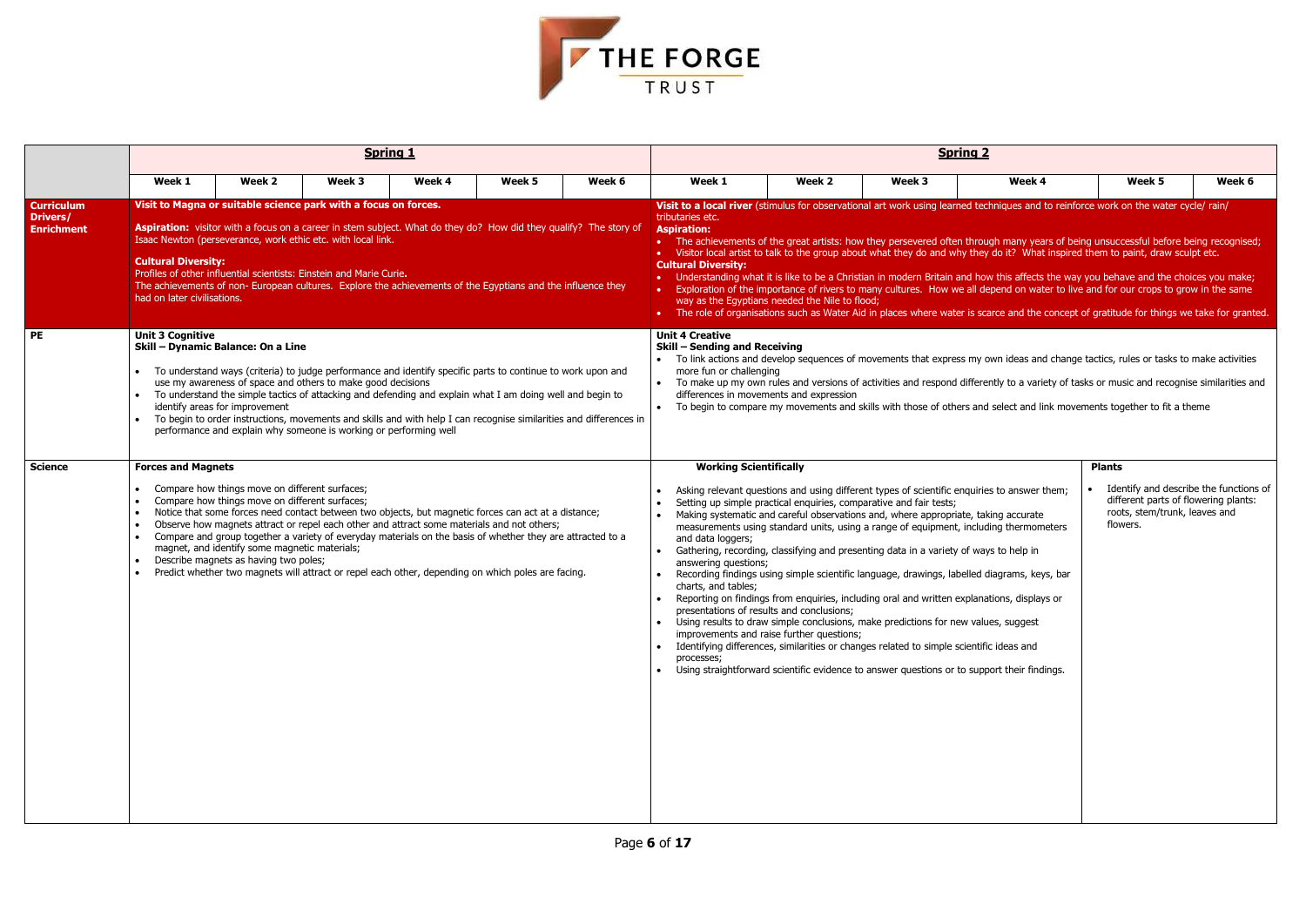| | Spring 1 | | | | | | Spring 2 | | | | | |
|---|---|---|---|---|---|---|---|---|---|---|---|---|
| | Week 1 | Week 2 | Week 3 | Week 4 | Week 5 | Week 6 | Week 1 | Week 2 | Week 3 | Week 4 | Week 5 | Week 6 |
| **Curriculum Drivers/ Enrichment** | **Visit to Magna or suitable science park with a focus on forces.**<br><br>**Aspiration:** visitor with a focus on a career in stem subject. What do they do? How did they qualify? The story of Isaac Newton (perseverance, work ethic etc. with local link.<br><br>**Cultural Diversity:**<br>Profiles of other influential scientists: Einstein and Marie Curie.<br>The achievements of non- European cultures. Explore the achievements of the Egyptians and the influence they had on later civilisations. | | | | | | **Visit to a local river** (stimulus for observational art work using learned techniques and to reinforce work on the water cycle/ rain/ tributaries etc.<br>**Aspiration:**<br>• The achievements of the great artists: how they persevered often through many years of being unsuccessful before being recognised;<br>• Visitor local artist to talk to the group about what they do and why they do it? What inspired them to paint, draw sculpt etc.<br>**Cultural Diversity:**<br>• Understanding what it is like to be a Christian in modern Britain and how this affects the way you behave and the choices you make;<br>• Exploration of the importance of rivers to many cultures. How we all depend on water to live and for our crops to grow in the same way as the Egyptians needed the Nile to flood;<br>• The role of organisations such as Water Aid in places where water is scarce and the concept of gratitude for things we take for granted. | | | | | |
| **PE** | **Unit 3 Cognitive**<br>**Skill – Dynamic Balance: On a Line**<br><br>• To understand ways (criteria) to judge performance and identify specific parts to continue to work upon and use my awareness of space and others to make good decisions<br>• To understand the simple tactics of attacking and defending and explain what I am doing well and begin to identify areas for improvement<br>• To begin to order instructions, movements and skills and with help I can recognise similarities and differences in performance and explain why someone is working or performing well | | | | | | **Unit 4 Creative**<br>**Skill – Sending and Receiving**<br>• To link actions and develop sequences of movements that express my own ideas and change tactics, rules or tasks to make activities more fun or challenging<br>• To make up my own rules and versions of activities and respond differently to a variety of tasks or music and recognise similarities and differences in movements and expression<br>• To begin to compare my movements and skills with those of others and select and link movements together to fit a theme | | | | | |
| **Science** | **Forces and Magnets**<br><br>• Compare how things move on different surfaces;<br>• Compare how things move on different surfaces;<br>• Notice that some forces need contact between two objects, but magnetic forces can act at a distance;<br>• Observe how magnets attract or repel each other and attract some materials and not others;<br>• Compare and group together a variety of everyday materials on the basis of whether they are attracted to a magnet, and identify some magnetic materials;<br>• Describe magnets as having two poles;<br>• Predict whether two magnets will attract or repel each other, depending on which poles are facing. | | | | | | **Working Scientifically**<br><br>• Asking relevant questions and using different types of scientific enquiries to answer them;<br>• Setting up simple practical enquiries, comparative and fair tests;<br>• Making systematic and careful observations and, where appropriate, taking accurate measurements using standard units, using a range of equipment, including thermometers and data loggers;<br>• Gathering, recording, classifying and presenting data in a variety of ways to help in answering questions;<br>• Recording findings using simple scientific language, drawings, labelled diagrams, keys, bar charts, and tables;<br>• Reporting on findings from enquiries, including oral and written explanations, displays or presentations of results and conclusions;<br>• Using results to draw simple conclusions, make predictions for new values, suggest improvements and raise further questions;<br>• Identifying differences, similarities or changes related to simple scientific ideas and processes;<br>• Using straightforward scientific evidence to answer questions or to support their findings. | | | | **Plants**<br><br>• Identify and describe the functions of different parts of flowering plants: roots, stem/trunk, leaves and flowers. | |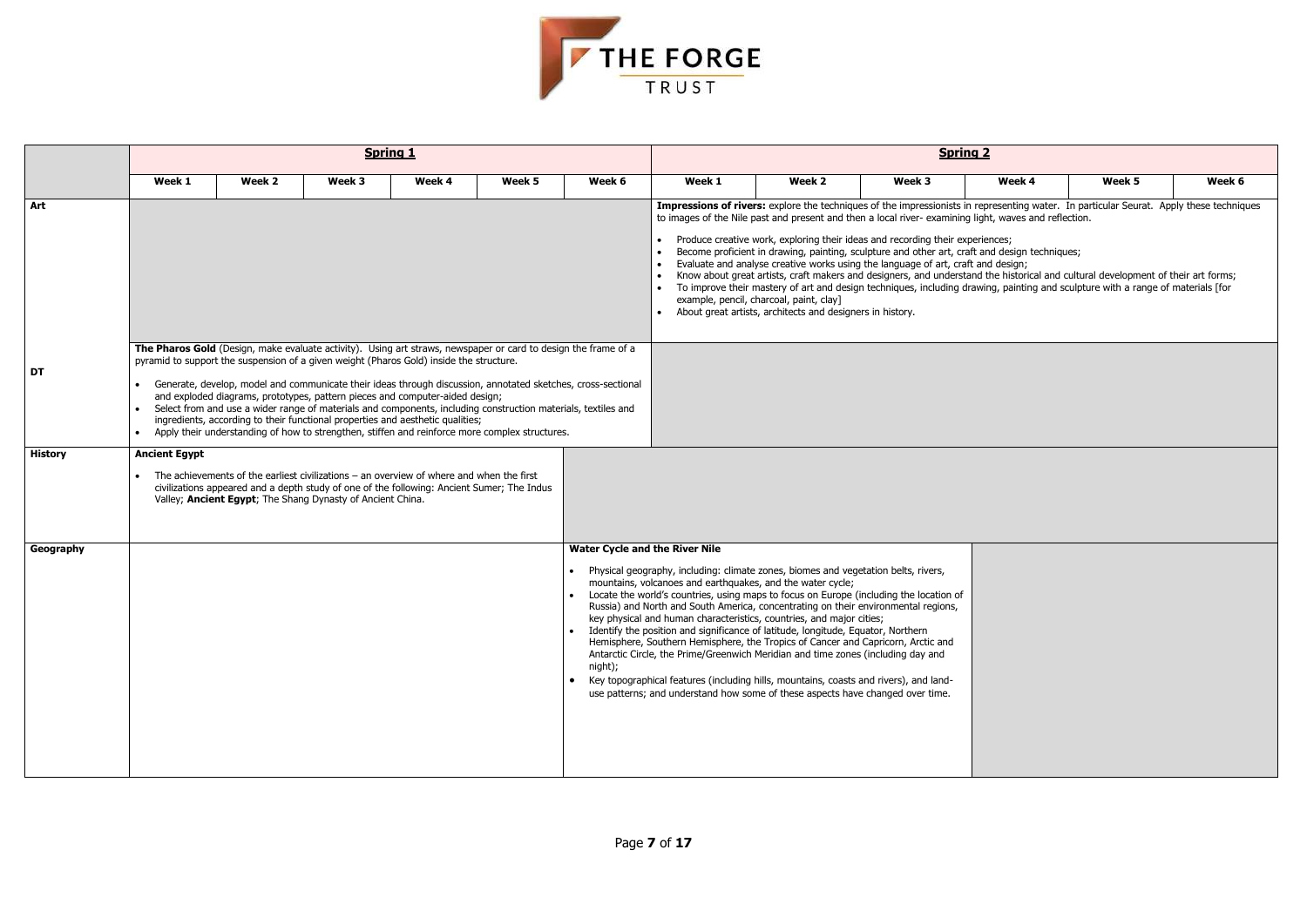| | Spring 1 | | | | | | Spring 2 | | | | | |
|---|---|---|---|---|---|---|---|---|---|---|---|---|
| | Week 1 | Week 2 | Week 3 | Week 4 | Week 5 | Week 6 | Week 1 | Week 2 | Week 3 | Week 4 | Week 5 | Week 6 |
| **Art** | | | | | | | **Impressions of rivers:** explore the techniques of the impressionists in representing water. In particular Seurat. Apply these techniques to images of the Nile past and present and then a local river- examining light, waves and reflection.<br>• Produce creative work, exploring their ideas and recording their experiences;<br>• Become proficient in drawing, painting, sculpture and other art, craft and design techniques;<br>• Evaluate and analyse creative works using the language of art, craft and design;<br>• Know about great artists, craft makers and designers, and understand the historical and cultural development of their art forms;<br>• To improve their mastery of art and design techniques, including drawing, painting and sculpture with a range of materials [for example, pencil, charcoal, paint, clay]<br>• About great artists, architects and designers in history. | | | | | |
| **DT** | **The Pharos Gold** (Design, make evaluate activity). Using art straws, newspaper or card to design the frame of a pyramid to support the suspension of a given weight (Pharos Gold) inside the structure.<br>• Generate, develop, model and communicate their ideas through discussion, annotated sketches, cross-sectional and exploded diagrams, prototypes, pattern pieces and computer-aided design;<br>• Select from and use a wider range of materials and components, including construction materials, textiles and ingredients, according to their functional properties and aesthetic qualities;<br>• Apply their understanding of how to strengthen, stiffen and reinforce more complex structures. | | | | | | | | | | | |
| **History** | **Ancient Egypt**<br>• The achievements of the earliest civilizations – an overview of where and when the first civilizations appeared and a depth study of one of the following: Ancient Sumer; The Indus Valley; **Ancient Egypt**; The Shang Dynasty of Ancient China. | | | | | | | | | | | |
| **Geography** | | | | | | **Water Cycle and the River Nile**<br>• Physical geography, including: climate zones, biomes and vegetation belts, rivers, mountains, volcanoes and earthquakes, and the water cycle;<br>• Locate the world's countries, using maps to focus on Europe (including the location of Russia) and North and South America, concentrating on their environmental regions, key physical and human characteristics, countries, and major cities;<br>• Identify the position and significance of latitude, longitude, Equator, Northern Hemisphere, Southern Hemisphere, the Tropics of Cancer and Capricorn, Arctic and Antarctic Circle, the Prime/Greenwich Meridian and time zones (including day and night);<br>• Key topographical features (including hills, mountains, coasts and rivers), and land-use patterns; and understand how some of these aspects have changed over time. | | | | | | |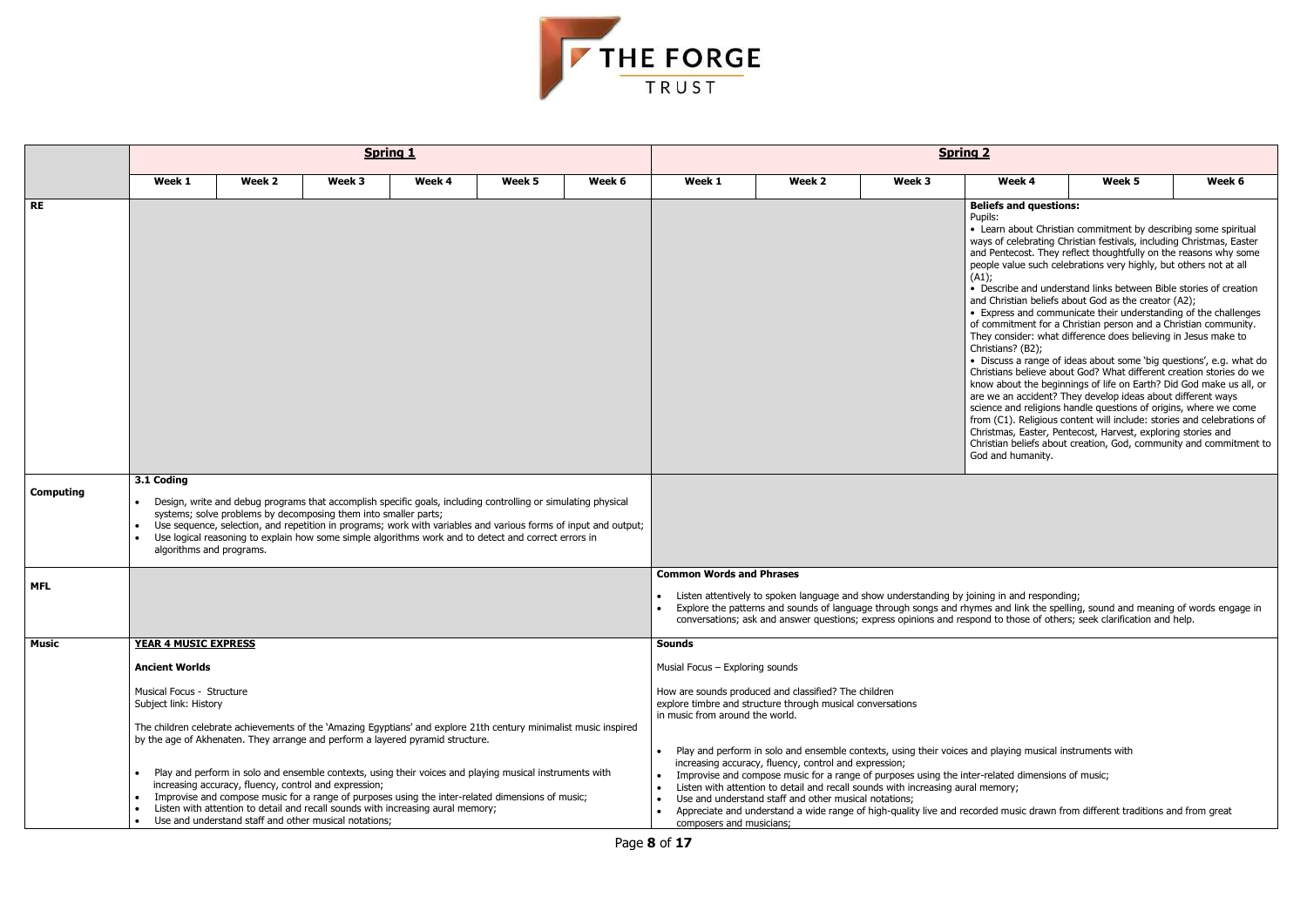|  | Spring 1 | | | | | | Spring 2 | | | | | |
|---|---|---|---|---|---|---|---|---|---|---|---|---|
|  | Week 1 | Week 2 | Week 3 | Week 4 | Week 5 | Week 6 | Week 1 | Week 2 | Week 3 | Week 4 | Week 5 | Week 6 |
| **RE** |  | | | | | |  | | | **Beliefs and questions:**<br>Pupils:<br>• Learn about Christian commitment by describing some spiritual ways of celebrating Christian festivals, including Christmas, Easter and Pentecost. They reflect thoughtfully on the reasons why some people value such celebrations very highly, but others not at all (A1);<br>• Describe and understand links between Bible stories of creation and Christian beliefs about God as the creator (A2);<br>• Express and communicate their understanding of the challenges of commitment for a Christian person and a Christian community. They consider: what difference does believing in Jesus make to Christians? (B2);<br>• Discuss a range of ideas about some 'big questions', e.g. what do Christians believe about God? What different creation stories do we know about the beginnings of life on Earth? Did God make us all, or are we an accident? They develop ideas about different ways science and religions handle questions of origins, where we come from (C1). Religious content will include: stories and celebrations of Christmas, Easter, Pentecost, Harvest, exploring stories and Christian beliefs about creation, God, community and commitment to God and humanity. | | |
| **Computing** | **3.1 Coding**<br>• Design, write and debug programs that accomplish specific goals, including controlling or simulating physical systems; solve problems by decomposing them into smaller parts;<br>• Use sequence, selection, and repetition in programs; work with variables and various forms of input and output;<br>• Use logical reasoning to explain how some simple algorithms work and to detect and correct errors in algorithms and programs. | | | | | |  | | | | | |
| **MFL** |  | | | | | | **Common Words and Phrases**<br>• Listen attentively to spoken language and show understanding by joining in and responding;<br>• Explore the patterns and sounds of language through songs and rhymes and link the spelling, sound and meaning of words engage in conversations; ask and answer questions; express opinions and respond to those of others; seek clarification and help. | | | | | |
| **Music** | **YEAR 4 MUSIC EXPRESS**<br>**Ancient Worlds**<br>Musical Focus - Structure<br>Subject link: History<br>The children celebrate achievements of the 'Amazing Egyptians' and explore 21th century minimalist music inspired by the age of Akhenaten. They arrange and perform a layered pyramid structure.<br>• Play and perform in solo and ensemble contexts, using their voices and playing musical instruments with increasing accuracy, fluency, control and expression;<br>• Improvise and compose music for a range of purposes using the inter-related dimensions of music;<br>• Listen with attention to detail and recall sounds with increasing aural memory;<br>• Use and understand staff and other musical notations; | | | | | | **Sounds**<br>Musial Focus – Exploring sounds<br>How are sounds produced and classified? The children explore timbre and structure through musical conversations in music from around the world.<br>• Play and perform in solo and ensemble contexts, using their voices and playing musical instruments with increasing accuracy, fluency, control and expression;<br>• Improvise and compose music for a range of purposes using the inter-related dimensions of music;<br>• Listen with attention to detail and recall sounds with increasing aural memory;<br>• Use and understand staff and other musical notations;<br>• Appreciate and understand a wide range of high-quality live and recorded music drawn from different traditions and from great composers and musicians; | | | | | |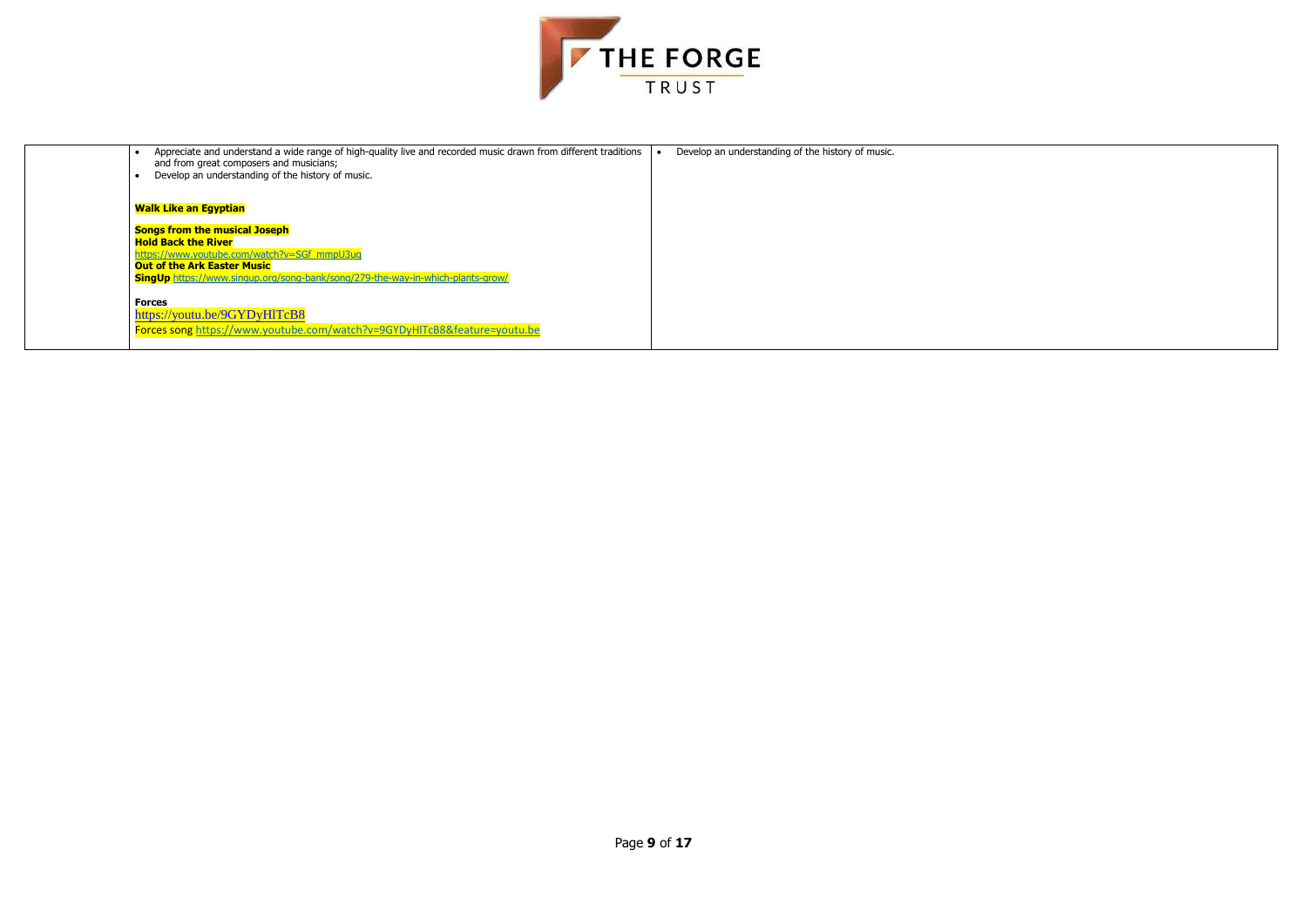| | | |
|---|---|---|
| | • Appreciate and understand a wide range of high-quality live and recorded music drawn from different traditions and from great composers and musicians;<br>• Develop an understanding of the history of music.<br><br>**Walk Like an Egyptian**<br><br>**Songs from the musical Joseph**<br>**Hold Back the River**<br>https://www.youtube.com/watch?v=SGf_mmpU3uq<br>**Out of the Ark Easter Music**<br>**SingUp** https://www.singup.org/song-bank/song/279-the-way-in-which-plants-grow/<br><br>**Forces**<br>https://youtu.be/9GYDyHlTcB8<br>Forces song https://www.youtube.com/watch?v=9GYDyHlTcB8&feature=youtu.be | • Develop an understanding of the history of music. |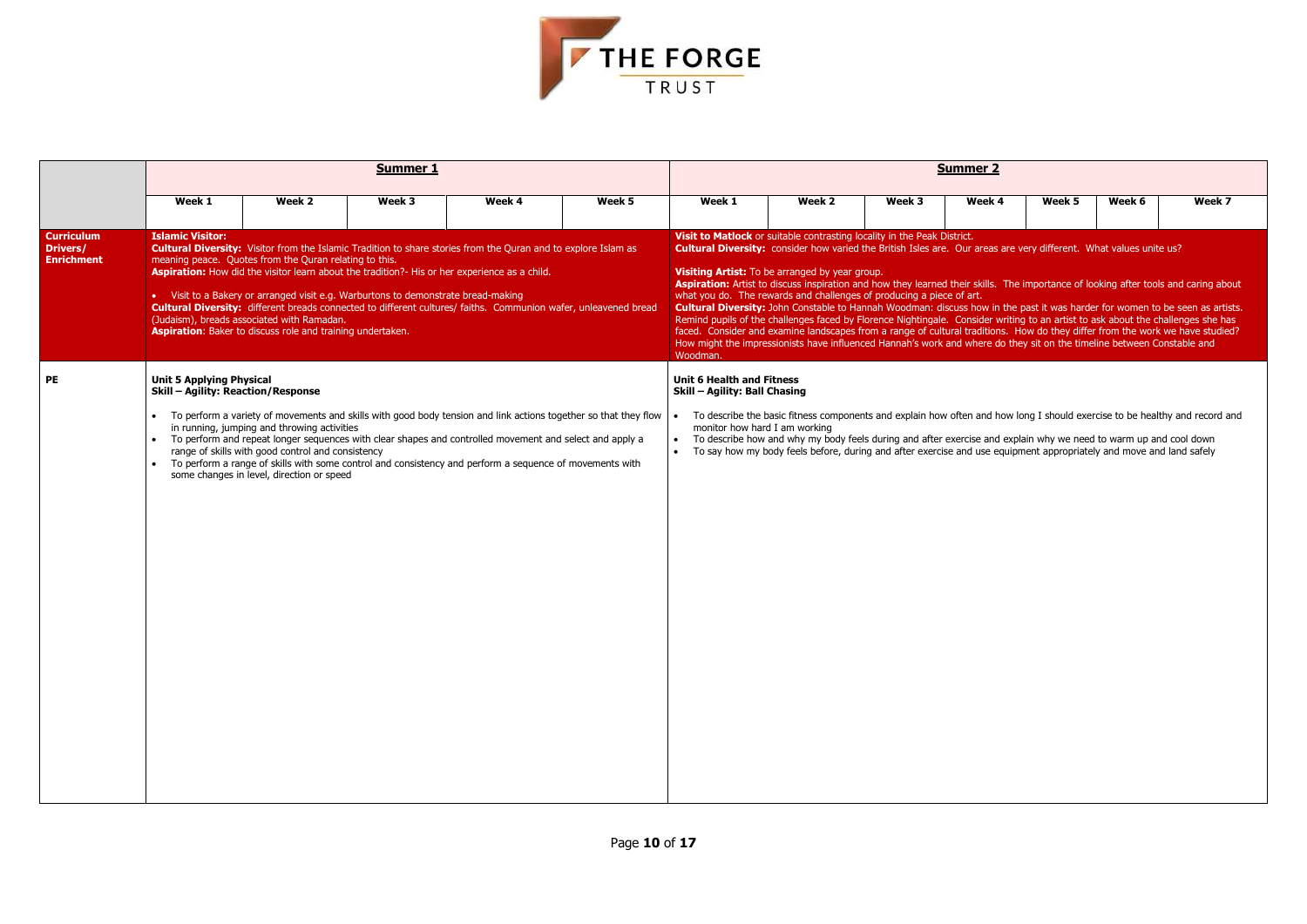| | Summer 1 | | | | | Summer 2 | | | | | | |
|---|---|---|---|---|---|---|---|---|---|---|---|---|
| | Week 1 | Week 2 | Week 3 | Week 4 | Week 5 | Week 1 | Week 2 | Week 3 | Week 4 | Week 5 | Week 6 | Week 7 |
| **Curriculum Drivers/ Enrichment** | **Islamic Visitor:** **Cultural Diversity:** Visitor from the Islamic Tradition to share stories from the Quran and to explore Islam as meaning peace. Quotes from the Quran relating to this. **Aspiration:** How did the visitor learn about the tradition?- His or her experience as a child. <br>• Visit to a Bakery or arranged visit e.g. Warburtons to demonstrate bread-making <br>**Cultural Diversity:** different breads connected to different cultures/ faiths. Communion wafer, unleavened bread (Judaism), breads associated with Ramadan. **Aspiration**: Baker to discuss role and training undertaken. | | | | | **Visit to Matlock** or suitable contrasting locality in the Peak District. **Cultural Diversity:** consider how varied the British Isles are. Our areas are very different. What values unite us? <br>**Visiting Artist:** To be arranged by year group. **Aspiration:** Artist to discuss inspiration and how they learned their skills. The importance of looking after tools and caring about what you do. The rewards and challenges of producing a piece of art. **Cultural Diversity:** John Constable to Hannah Woodman: discuss how in the past it was harder for women to be seen as artists. Remind pupils of the challenges faced by Florence Nightingale. Consider writing to an artist to ask about the challenges she has faced. Consider and examine landscapes from a range of cultural traditions. How do they differ from the work we have studied? How might the impressionists have influenced Hannah's work and where do they sit on the timeline between Constable and Woodman. | | | | | | |
| **PE** | **Unit 5 Applying Physical Skill – Agility: Reaction/Response** <br>• To perform a variety of movements and skills with good body tension and link actions together so that they flow in running, jumping and throwing activities <br>• To perform and repeat longer sequences with clear shapes and controlled movement and select and apply a range of skills with good control and consistency <br>• To perform a range of skills with some control and consistency and perform a sequence of movements with some changes in level, direction or speed | | | | | **Unit 6 Health and Fitness Skill – Agility: Ball Chasing** <br>• To describe the basic fitness components and explain how often and how long I should exercise to be healthy and record and monitor how hard I am working <br>• To describe how and why my body feels during and after exercise and explain why we need to warm up and cool down <br>• To say how my body feels before, during and after exercise and use equipment appropriately and move and land safely | | | | | | |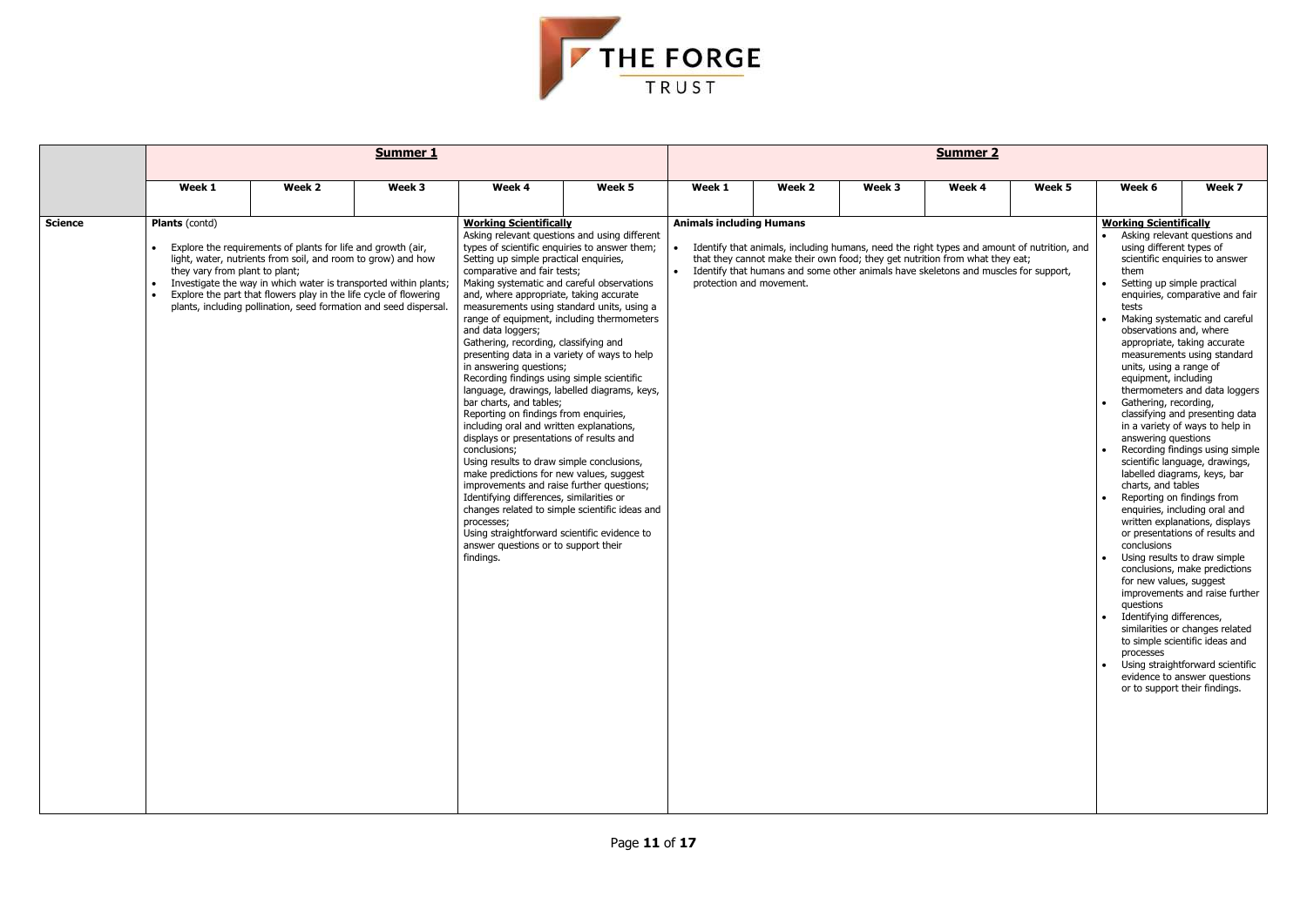| | Summer 1 | | | | | Summer 2 | | | | | | |
|---|---|---|---|---|---|---|---|---|---|---|---|---|
| | Week 1 | Week 2 | Week 3 | Week 4 | Week 5 | Week 1 | Week 2 | Week 3 | Week 4 | Week 5 | Week 6 | Week 7 |
| **Science** | **Plants** (contd)<br>• Explore the requirements of plants for life and growth (air, light, water, nutrients from soil, and room to grow) and how they vary from plant to plant;<br>• Investigate the way in which water is transported within plants;<br>• Explore the part that flowers play in the life cycle of flowering plants, including pollination, seed formation and seed dispersal. | | | **Working Scientifically**<br>Asking relevant questions and using different types of scientific enquiries to answer them;<br>Setting up simple practical enquiries, comparative and fair tests;<br>Making systematic and careful observations and, where appropriate, taking accurate measurements using standard units, using a range of equipment, including thermometers and data loggers;<br>Gathering, recording, classifying and presenting data in a variety of ways to help in answering questions;<br>Recording findings using simple scientific language, drawings, labelled diagrams, keys, bar charts, and tables;<br>Reporting on findings from enquiries, including oral and written explanations, displays or presentations of results and conclusions;<br>Using results to draw simple conclusions, make predictions for new values, suggest improvements and raise further questions;<br>Identifying differences, similarities or changes related to simple scientific ideas and processes;<br>Using straightforward scientific evidence to answer questions or to support their findings. | | **Animals including Humans**<br>• Identify that animals, including humans, need the right types and amount of nutrition, and that they cannot make their own food; they get nutrition from what they eat;<br>• Identify that humans and some other animals have skeletons and muscles for support, protection and movement. | | | | | **Working Scientifically**<br>• Asking relevant questions and using different types of scientific enquiries to answer them<br>• Setting up simple practical enquiries, comparative and fair tests<br>• Making systematic and careful observations and, where appropriate, taking accurate measurements using standard units, using a range of equipment, including thermometers and data loggers<br>• Gathering, recording, classifying and presenting data in a variety of ways to help in answering questions<br>• Recording findings using simple scientific language, drawings, labelled diagrams, keys, bar charts, and tables<br>• Reporting on findings from enquiries, including oral and written explanations, displays or presentations of results and conclusions<br>• Using results to draw simple conclusions, make predictions for new values, suggest improvements and raise further questions<br>• Identifying differences, similarities or changes related to simple scientific ideas and processes<br>• Using straightforward scientific evidence to answer questions or to support their findings. | |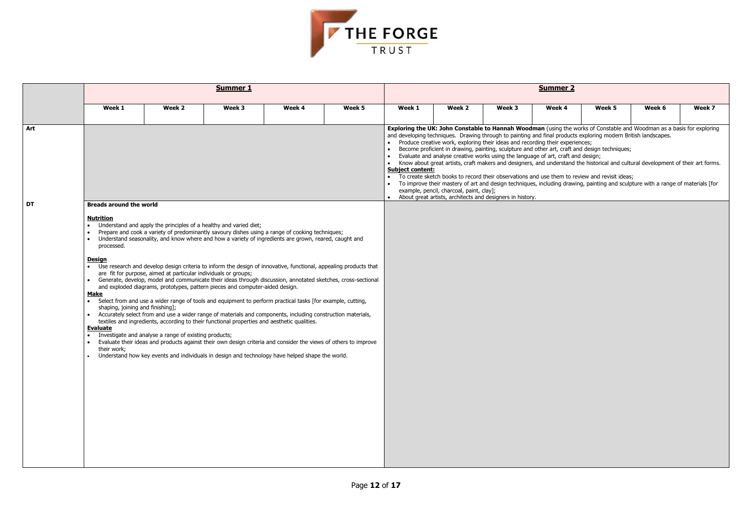| | Summer 1 | | | | | Summer 2 | | | | | | |
|---|---|---|---|---|---|---|---|---|---|---|---|---|
| | Week 1 | Week 2 | Week 3 | Week 4 | Week 5 | Week 1 | Week 2 | Week 3 | Week 4 | Week 5 | Week 6 | Week 7 |
| **Art** | | | | | | **Exploring the UK: John Constable to Hannah Woodman** (using the works of Constable and Woodman as a basis for exploring and developing techniques. Drawing through to painting and final products exploring modern British landscapes.<br>• Produce creative work, exploring their ideas and recording their experiences;<br>• Become proficient in drawing, painting, sculpture and other art, craft and design techniques;<br>• Evaluate and analyse creative works using the language of art, craft and design;<br>• Know about great artists, craft makers and designers, and understand the historical and cultural development of their art forms.<br>**Subject content:**<br>• To create sketch books to record their observations and use them to review and revisit ideas;<br>• To improve their mastery of art and design techniques, including drawing, painting and sculpture with a range of materials [for example, pencil, charcoal, paint, clay];<br>• About great artists, architects and designers in history. | | | | | | |
| **DT** | **Breads around the world**<br><br>**Nutrition**<br>• Understand and apply the principles of a healthy and varied diet;<br>• Prepare and cook a variety of predominantly savoury dishes using a range of cooking techniques;<br>• Understand seasonality, and know where and how a variety of ingredients are grown, reared, caught and processed.<br><br>**Design**<br>• Use research and develop design criteria to inform the design of innovative, functional, appealing products that are fit for purpose, aimed at particular individuals or groups;<br>• Generate, develop, model and communicate their ideas through discussion, annotated sketches, cross-sectional and exploded diagrams, prototypes, pattern pieces and computer-aided design.<br>**Make**<br>• Select from and use a wider range of tools and equipment to perform practical tasks [for example, cutting, shaping, joining and finishing];<br>• Accurately select from and use a wider range of materials and components, including construction materials, textiles and ingredients, according to their functional properties and aesthetic qualities.<br>**Evaluate**<br>• Investigate and analyse a range of existing products;<br>• Evaluate their ideas and products against their own design criteria and consider the views of others to improve their work;<br>• Understand how key events and individuals in design and technology have helped shape the world. | | | | | | | | | | | |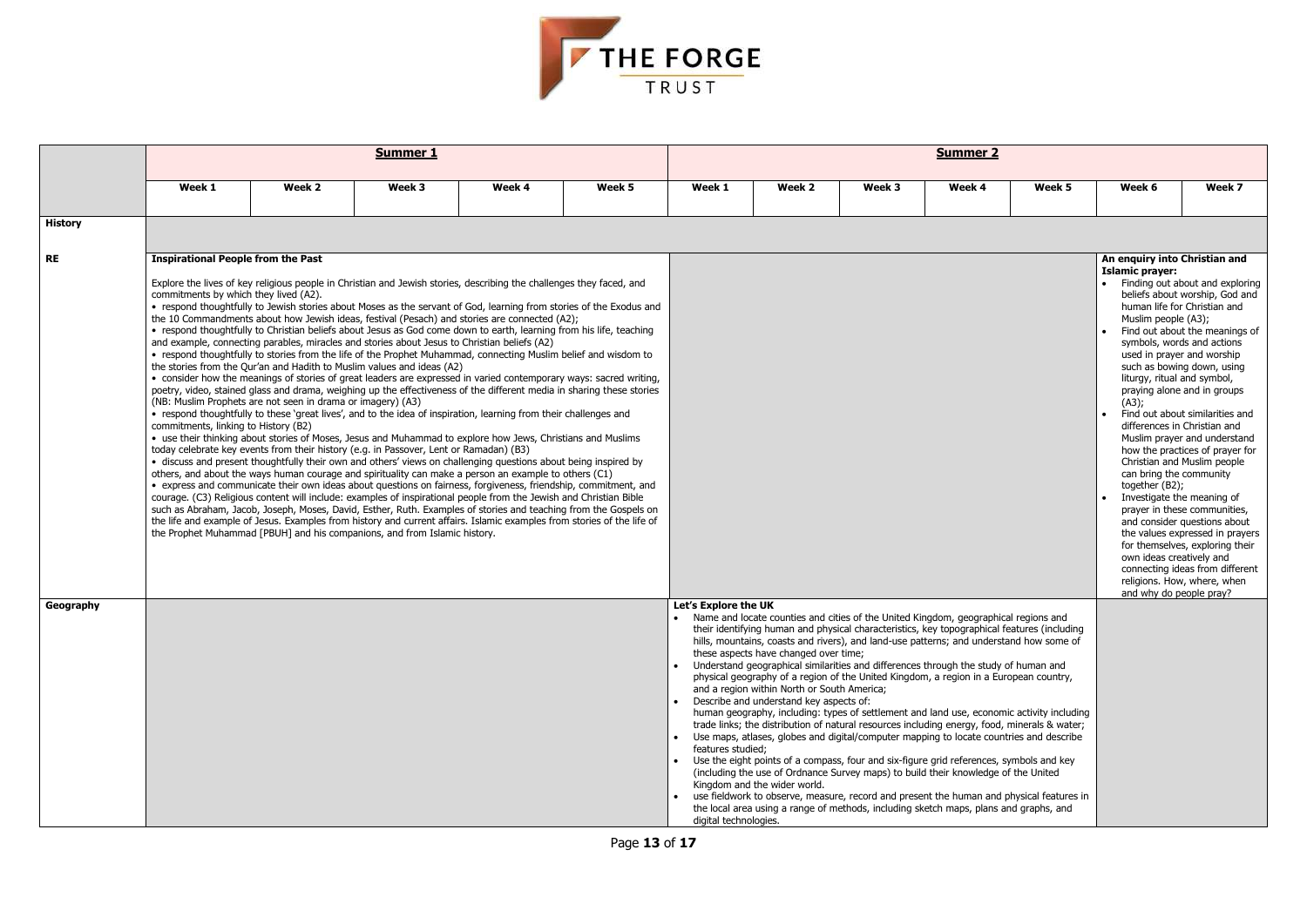| | Summer 1 | | | | | Summer 2 | | | | | | |
|---|---|---|---|---|---|---|---|---|---|---|---|---|
| | **Week 1** | **Week 2** | **Week 3** | **Week 4** | **Week 5** | **Week 1** | **Week 2** | **Week 3** | **Week 4** | **Week 5** | **Week 6** | **Week 7** |
| **History** | | | | | | | | | | | | |
| **RE** | **Inspirational People from the Past**<br><br>Explore the lives of key religious people in Christian and Jewish stories, describing the challenges they faced, and commitments by which they lived (A2).<br>• respond thoughtfully to Jewish stories about Moses as the servant of God, learning from stories of the Exodus and the 10 Commandments about how Jewish ideas, festival (Pesach) and stories are connected (A2);<br>• respond thoughtfully to Christian beliefs about Jesus as God come down to earth, learning from his life, teaching and example, connecting parables, miracles and stories about Jesus to Christian beliefs (A2)<br>• respond thoughtfully to stories from the life of the Prophet Muhammad, connecting Muslim belief and wisdom to the stories from the Qur'an and Hadith to Muslim values and ideas (A2)<br>• consider how the meanings of stories of great leaders are expressed in varied contemporary ways: sacred writing, poetry, video, stained glass and drama, weighing up the effectiveness of the different media in sharing these stories (NB: Muslim Prophets are not seen in drama or imagery) (A3)<br>• respond thoughtfully to these 'great lives', and to the idea of inspiration, learning from their challenges and commitments, linking to History (B2)<br>• use their thinking about stories of Moses, Jesus and Muhammad to explore how Jews, Christians and Muslims today celebrate key events from their history (e.g. in Passover, Lent or Ramadan) (B3)<br>• discuss and present thoughtfully their own and others' views on challenging questions about being inspired by others, and about the ways human courage and spirituality can make a person an example to others (C1)<br>• express and communicate their own ideas about questions on fairness, forgiveness, friendship, commitment, and courage. (C3) Religious content will include: examples of inspirational people from the Jewish and Christian Bible such as Abraham, Jacob, Joseph, Moses, David, Esther, Ruth. Examples of stories and teaching from the Gospels on the life and example of Jesus. Examples from history and current affairs. Islamic examples from stories of the life of the Prophet Muhammad [PBUH] and his companions, and from Islamic history. | | | | | | | | | | **An enquiry into Christian and Islamic prayer:**<br>• Finding out about and exploring beliefs about worship, God and human life for Christian and Muslim people (A3);<br>• Find out about the meanings of symbols, words and actions used in prayer and worship such as bowing down, using liturgy, ritual and symbol, praying alone and in groups (A3);<br>• Find out about similarities and differences in Christian and Muslim prayer and understand how the practices of prayer for Christian and Muslim people can bring the community together (B2);<br>• Investigate the meaning of prayer in these communities, and consider questions about the values expressed in prayers for themselves, exploring their own ideas creatively and connecting ideas from different religions. How, where, when and why do people pray? | |
| **Geography** | | | | | | **Let's Explore the UK**<br>• Name and locate counties and cities of the United Kingdom, geographical regions and their identifying human and physical characteristics, key topographical features (including hills, mountains, coasts and rivers), and land-use patterns; and understand how some of these aspects have changed over time;<br>• Understand geographical similarities and differences through the study of human and physical geography of a region of the United Kingdom, a region in a European country, and a region within North or South America;<br>• Describe and understand key aspects of: human geography, including: types of settlement and land use, economic activity including trade links; the distribution of natural resources including energy, food, minerals & water;<br>• Use maps, atlases, globes and digital/computer mapping to locate countries and describe features studied;<br>• Use the eight points of a compass, four and six-figure grid references, symbols and key (including the use of Ordnance Survey maps) to build their knowledge of the United Kingdom and the wider world.<br>• use fieldwork to observe, measure, record and present the human and physical features in the local area using a range of methods, including sketch maps, plans and graphs, and digital technologies. | | | | | | |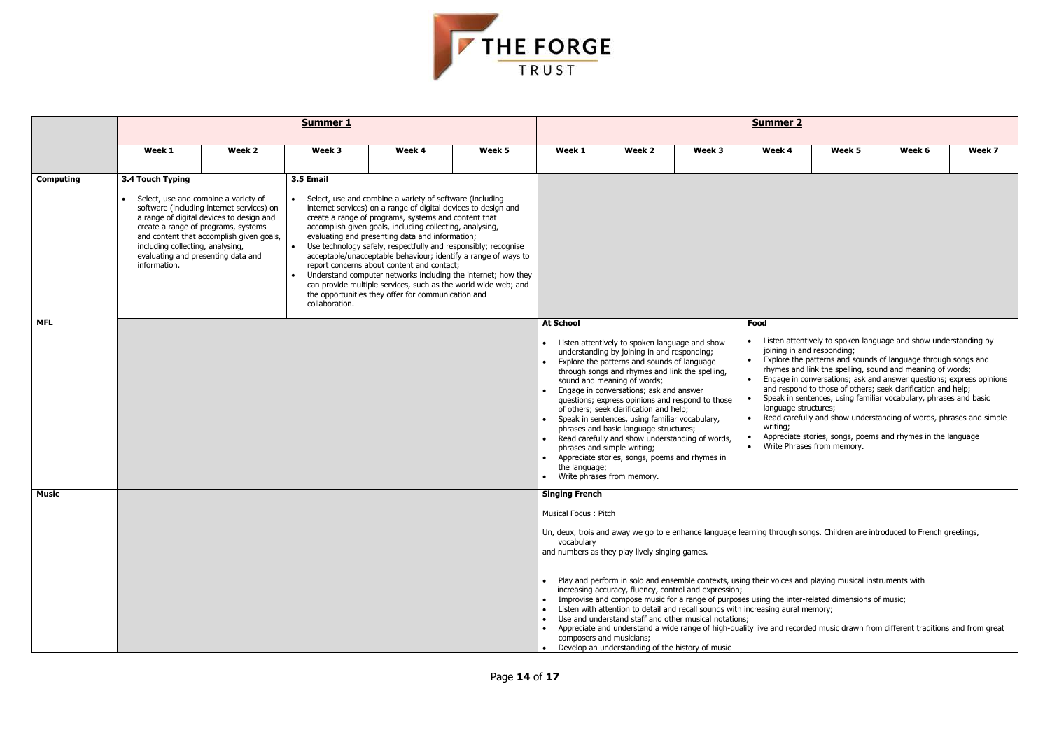| | Summer 1 | | | | | Summer 2 | | | | | | |
|---|---|---|---|---|---|---|---|---|---|---|---|---|
| | Week 1 | Week 2 | Week 3 | Week 4 | Week 5 | Week 1 | Week 2 | Week 3 | Week 4 | Week 5 | Week 6 | Week 7 |
| **Computing** | **3.4 Touch Typing**<br>• Select, use and combine a variety of software (including internet services) on a range of digital devices to design and create a range of programs, systems and content that accomplish given goals, including collecting, analysing, evaluating and presenting data and information. | | **3.5 Email**<br>• Select, use and combine a variety of software (including internet services) on a range of digital devices to design and create a range of programs, systems and content that accomplish given goals, including collecting, analysing, evaluating and presenting data and information;<br>• Use technology safely, respectfully and responsibly; recognise acceptable/unacceptable behaviour; identify a range of ways to report concerns about content and contact;<br>• Understand computer networks including the internet; how they can provide multiple services, such as the world wide web; and the opportunities they offer for communication and collaboration. | | | | | | | | | |
| **MFL** | | | | | | **At School**<br>• Listen attentively to spoken language and show understanding by joining in and responding;<br>• Explore the patterns and sounds of language through songs and rhymes and link the spelling, sound and meaning of words;<br>• Engage in conversations; ask and answer questions; express opinions and respond to those of others; seek clarification and help;<br>• Speak in sentences, using familiar vocabulary, phrases and basic language structures;<br>• Read carefully and show understanding of words, phrases and simple writing;<br>• Appreciate stories, songs, poems and rhymes in the language;<br>• Write phrases from memory. | | | **Food**<br>• Listen attentively to spoken language and show understanding by joining in and responding;<br>• Explore the patterns and sounds of language through songs and rhymes and link the spelling, sound and meaning of words;<br>• Engage in conversations; ask and answer questions; express opinions and respond to those of others; seek clarification and help;<br>• Speak in sentences, using familiar vocabulary, phrases and basic language structures;<br>• Read carefully and show understanding of words, phrases and simple writing;<br>• Appreciate stories, songs, poems and rhymes in the language<br>• Write Phrases from memory. | | | |
| **Music** | | | | | | **Singing French**<br>Musical Focus : Pitch<br>Un, deux, trois and away we go to e enhance language learning through songs. Children are introduced to French greetings, vocabulary and numbers as they play lively singing games.<br>• Play and perform in solo and ensemble contexts, using their voices and playing musical instruments with increasing accuracy, fluency, control and expression;<br>• Improvise and compose music for a range of purposes using the inter-related dimensions of music;<br>• Listen with attention to detail and recall sounds with increasing aural memory;<br>• Use and understand staff and other musical notations;<br>• Appreciate and understand a wide range of high-quality live and recorded music drawn from different traditions and from great composers and musicians;<br>• Develop an understanding of the history of music | | | | | | |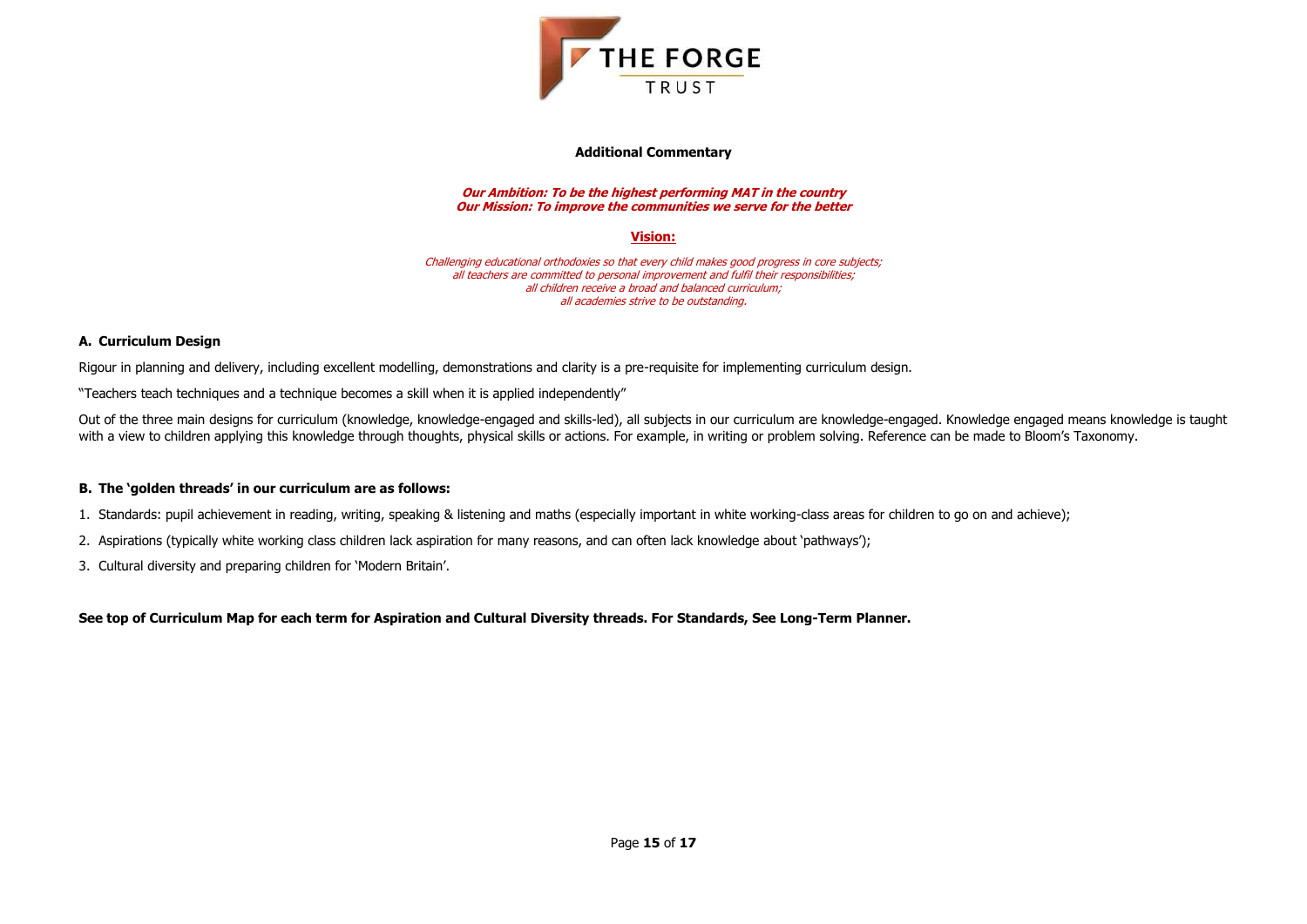THE FORGE TRUST

**Additional Commentary**

***Our Ambition: To be the highest performing MAT in the country***
***Our Mission: To improve the communities we serve for the better***

**Vision:**

*Challenging educational orthodoxies so that every child makes good progress in core subjects;*
*all teachers are committed to personal improvement and fulfil their responsibilities;*
*all children receive a broad and balanced curriculum;*
*all academies strive to be outstanding.*

### A. Curriculum Design

Rigour in planning and delivery, including excellent modelling, demonstrations and clarity is a pre-requisite for implementing curriculum design.

"Teachers teach techniques and a technique becomes a skill when it is applied independently"

Out of the three main designs for curriculum (knowledge, knowledge-engaged and skills-led), all subjects in our curriculum are knowledge-engaged. Knowledge engaged means knowledge is taught with a view to children applying this knowledge through thoughts, physical skills or actions. For example, in writing or problem solving. Reference can be made to Bloom's Taxonomy.

### B. The 'golden threads' in our curriculum are as follows:

1. Standards: pupil achievement in reading, writing, speaking & listening and maths (especially important in white working-class areas for children to go on and achieve);
2. Aspirations (typically white working class children lack aspiration for many reasons, and can often lack knowledge about 'pathways');
3. Cultural diversity and preparing children for 'Modern Britain'.

**See top of Curriculum Map for each term for Aspiration and Cultural Diversity threads. For Standards, See Long-Term Planner.**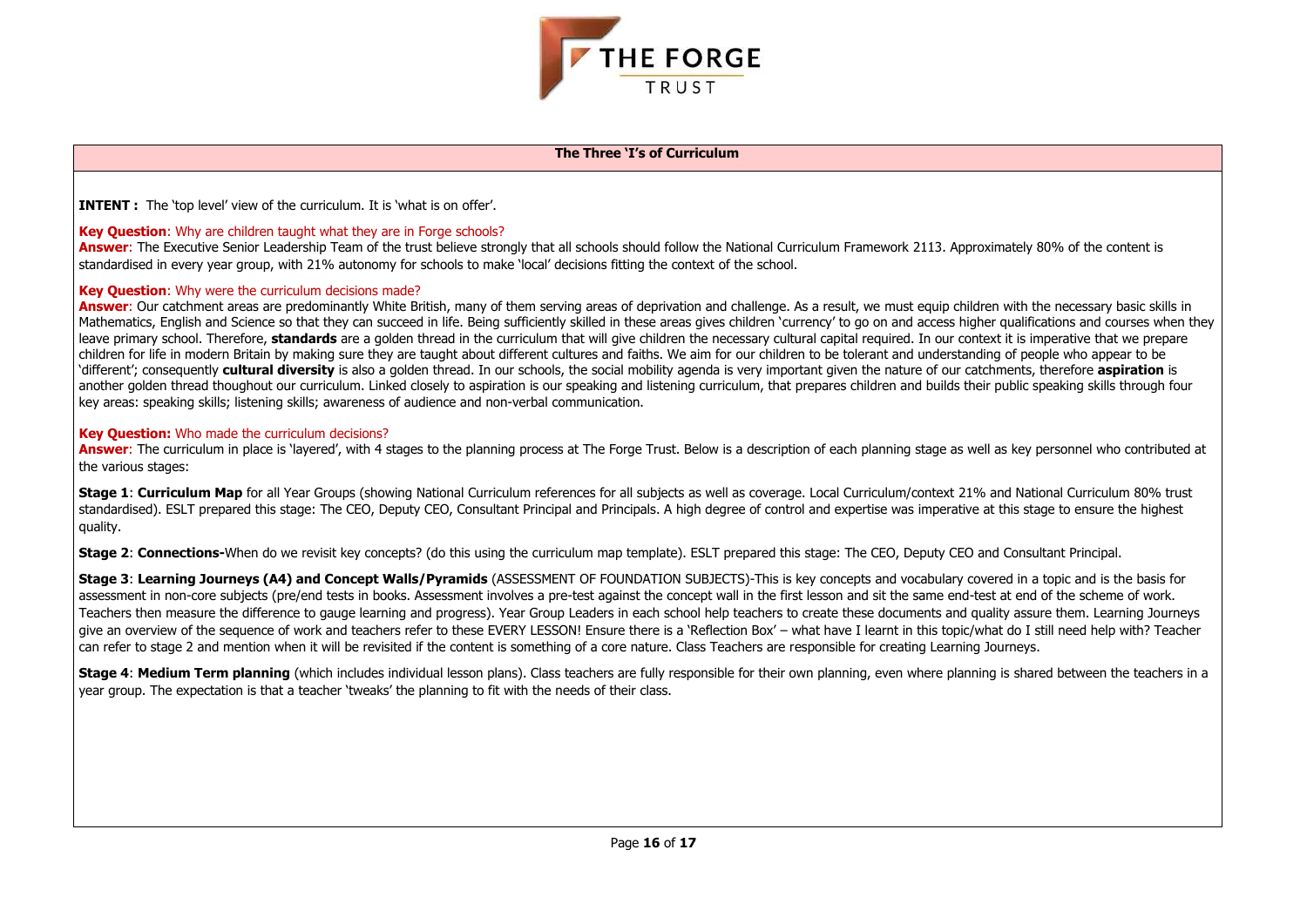**THE FORGE TRUST**

## The Three 'I's of Curriculum

**INTENT :** The 'top level' view of the curriculum. It is 'what is on offer'.

**Key Question**: Why are children taught what they are in Forge schools?

**Answer**: The Executive Senior Leadership Team of the trust believe strongly that all schools should follow the National Curriculum Framework 2113. Approximately 80% of the content is standardised in every year group, with 21% autonomy for schools to make 'local' decisions fitting the context of the school.

**Key Question**: Why were the curriculum decisions made?

**Answer**: Our catchment areas are predominantly White British, many of them serving areas of deprivation and challenge. As a result, we must equip children with the necessary basic skills in Mathematics, English and Science so that they can succeed in life. Being sufficiently skilled in these areas gives children 'currency' to go on and access higher qualifications and courses when they leave primary school. Therefore, **standards** are a golden thread in the curriculum that will give children the necessary cultural capital required. In our context it is imperative that we prepare children for life in modern Britain by making sure they are taught about different cultures and faiths. We aim for our children to be tolerant and understanding of people who appear to be 'different'; consequently **cultural diversity** is also a golden thread. In our schools, the social mobility agenda is very important given the nature of our catchments, therefore **aspiration** is another golden thread thoughout our curriculum. Linked closely to aspiration is our speaking and listening curriculum, that prepares children and builds their public speaking skills through four key areas: speaking skills; listening skills; awareness of audience and non-verbal communication.

**Key Question:** Who made the curriculum decisions?

**Answer**: The curriculum in place is 'layered', with 4 stages to the planning process at The Forge Trust. Below is a description of each planning stage as well as key personnel who contributed at the various stages:

**Stage 1**: **Curriculum Map** for all Year Groups (showing National Curriculum references for all subjects as well as coverage. Local Curriculum/context 21% and National Curriculum 80% trust standardised). ESLT prepared this stage: The CEO, Deputy CEO, Consultant Principal and Principals. A high degree of control and expertise was imperative at this stage to ensure the highest quality.

**Stage 2**: **Connections-**When do we revisit key concepts? (do this using the curriculum map template). ESLT prepared this stage: The CEO, Deputy CEO and Consultant Principal.

**Stage 3**: **Learning Journeys (A4) and Concept Walls/Pyramids** (ASSESSMENT OF FOUNDATION SUBJECTS)-This is key concepts and vocabulary covered in a topic and is the basis for assessment in non-core subjects (pre/end tests in books. Assessment involves a pre-test against the concept wall in the first lesson and sit the same end-test at end of the scheme of work. Teachers then measure the difference to gauge learning and progress). Year Group Leaders in each school help teachers to create these documents and quality assure them. Learning Journeys give an overview of the sequence of work and teachers refer to these EVERY LESSON! Ensure there is a 'Reflection Box' – what have I learnt in this topic/what do I still need help with? Teacher can refer to stage 2 and mention when it will be revisited if the content is something of a core nature. Class Teachers are responsible for creating Learning Journeys.

**Stage 4**: **Medium Term planning** (which includes individual lesson plans). Class teachers are fully responsible for their own planning, even where planning is shared between the teachers in a year group. The expectation is that a teacher 'tweaks' the planning to fit with the needs of their class.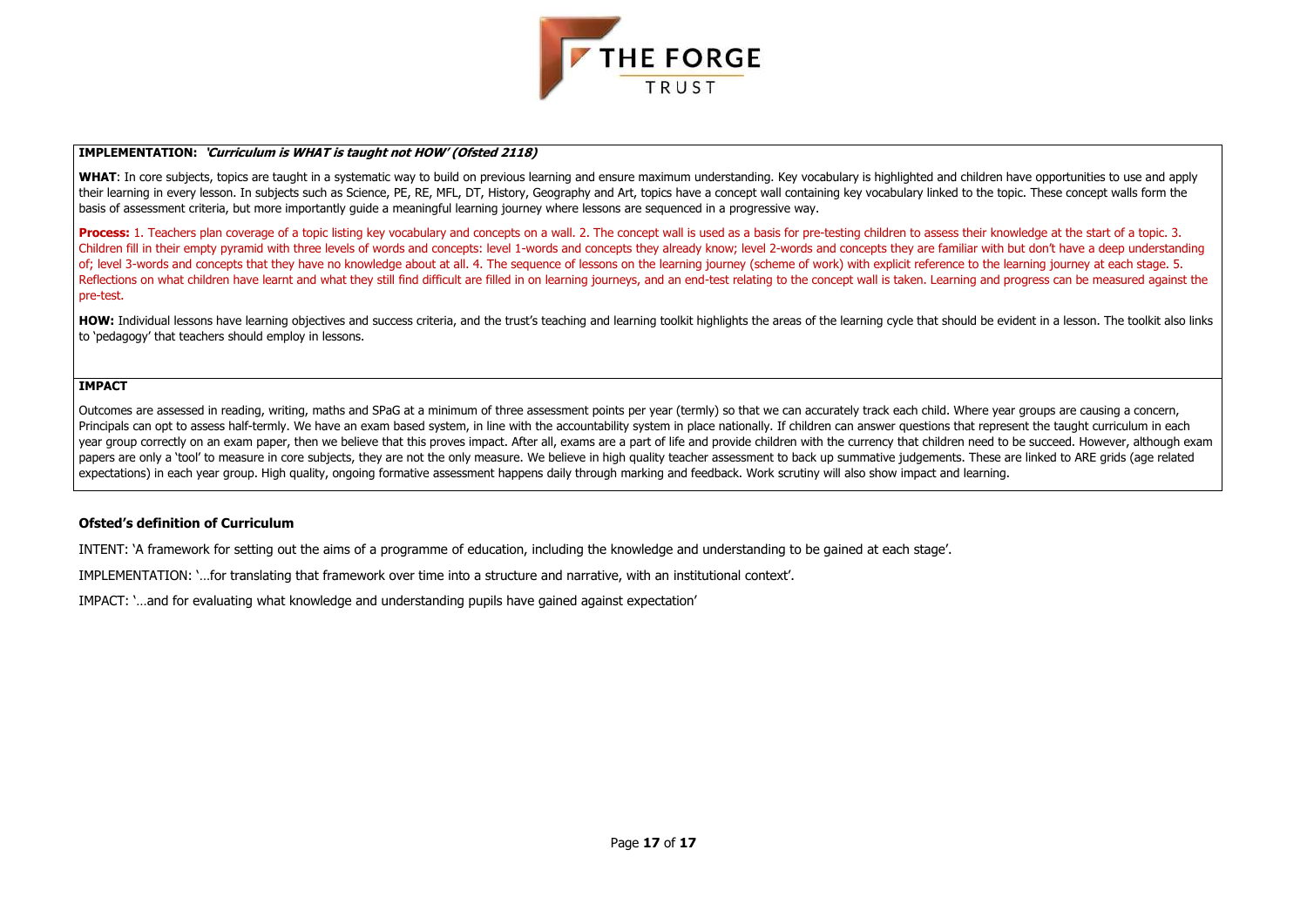**IMPLEMENTATION:** ***'Curriculum is WHAT is taught not HOW' (Ofsted 2118)***

**WHAT**: In core subjects, topics are taught in a systematic way to build on previous learning and ensure maximum understanding. Key vocabulary is highlighted and children have opportunities to use and apply their learning in every lesson. In subjects such as Science, PE, RE, MFL, DT, History, Geography and Art, topics have a concept wall containing key vocabulary linked to the topic. These concept walls form the basis of assessment criteria, but more importantly guide a meaningful learning journey where lessons are sequenced in a progressive way.

**Process:** 1. Teachers plan coverage of a topic listing key vocabulary and concepts on a wall. 2. The concept wall is used as a basis for pre-testing children to assess their knowledge at the start of a topic. 3. Children fill in their empty pyramid with three levels of words and concepts: level 1-words and concepts they already know; level 2-words and concepts they are familiar with but don't have a deep understanding of; level 3-words and concepts that they have no knowledge about at all. 4. The sequence of lessons on the learning journey (scheme of work) with explicit reference to the learning journey at each stage. 5. Reflections on what children have learnt and what they still find difficult are filled in on learning journeys, and an end-test relating to the concept wall is taken. Learning and progress can be measured against the pre-test.

**HOW:** Individual lessons have learning objectives and success criteria, and the trust's teaching and learning toolkit highlights the areas of the learning cycle that should be evident in a lesson. The toolkit also links to 'pedagogy' that teachers should employ in lessons.

**IMPACT**

Outcomes are assessed in reading, writing, maths and SPaG at a minimum of three assessment points per year (termly) so that we can accurately track each child. Where year groups are causing a concern, Principals can opt to assess half-termly. We have an exam based system, in line with the accountability system in place nationally. If children can answer questions that represent the taught curriculum in each year group correctly on an exam paper, then we believe that this proves impact. After all, exams are a part of life and provide children with the currency that children need to be succeed. However, although exam papers are only a 'tool' to measure in core subjects, they are not the only measure. We believe in high quality teacher assessment to back up summative judgements. These are linked to ARE grids (age related expectations) in each year group. High quality, ongoing formative assessment happens daily through marking and feedback. Work scrutiny will also show impact and learning.

**Ofsted's definition of Curriculum**

INTENT: 'A framework for setting out the aims of a programme of education, including the knowledge and understanding to be gained at each stage'.

IMPLEMENTATION: '…for translating that framework over time into a structure and narrative, with an institutional context'.

IMPACT: '…and for evaluating what knowledge and understanding pupils have gained against expectation'